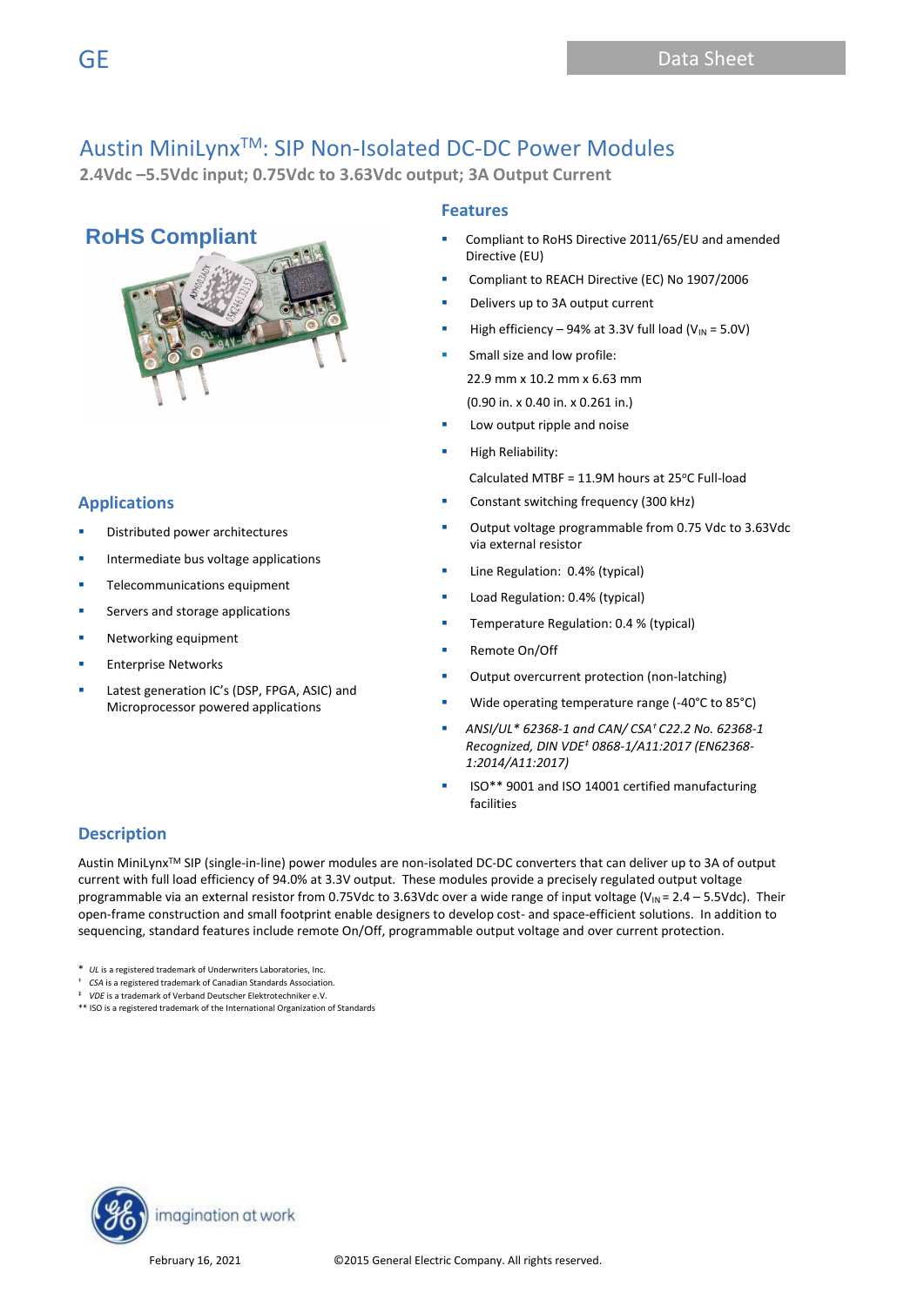# Austin MiniLynx™: SIP Non-Isolated DC-DC Power Modules

**2.4Vdc –5.5Vdc input; 0.75Vdc to 3.63Vdc output; 3A Output Current**

**RoHS Compliant**

## Features

- Compliant to RoHS Directive 2011/65/EU and amended Directive (EU)
- Compliant to REACH Directive (EC) No 1907/2006
- Delivers up to 3A output current
- High efficiency – 94% at 3.3V full load ($V_{IN}$ = 5.0V)
- Small size and low profile:
  22.9 mm x 10.2 mm x 6.63 mm
  (0.90 in. x 0.40 in. x 0.261 in.)
- Low output ripple and noise
- High Reliability:
  Calculated MTBF = 11.9M hours at 25°C Full-load
- Constant switching frequency (300 kHz)
- Output voltage programmable from 0.75 Vdc to 3.63Vdc via external resistor
- Line Regulation: 0.4% (typical)
- Load Regulation: 0.4% (typical)
- Temperature Regulation: 0.4 % (typical)
- Remote On/Off
- Output overcurrent protection (non-latching)
- Wide operating temperature range (-40°C to 85°C)
- *ANSI/UL\* 62368-1 and CAN/ CSA† C22.2 No. 62368-1 Recognized, DIN VDE‡ 0868-1/A11:2017 (EN62368-1:2014/A11:2017)*
- ISO** 9001 and ISO 14001 certified manufacturing facilities

## Applications

- Distributed power architectures
- Intermediate bus voltage applications
- Telecommunications equipment
- Servers and storage applications
- Networking equipment
- Enterprise Networks
- Latest generation IC's (DSP, FPGA, ASIC) and Microprocessor powered applications

## Description

Austin MiniLynx™ SIP (single-in-line) power modules are non-isolated DC-DC converters that can deliver up to 3A of output current with full load efficiency of 94.0% at 3.3V output. These modules provide a precisely regulated output voltage programmable via an external resistor from 0.75Vdc to 3.63Vdc over a wide range of input voltage ($V_{IN}$ = 2.4 – 5.5Vdc). Their open-frame construction and small footprint enable designers to develop cost- and space-efficient solutions. In addition to sequencing, standard features include remote On/Off, programmable output voltage and over current protection.

\* *UL* is a registered trademark of Underwriters Laboratories, Inc.
† *CSA* is a registered trademark of Canadian Standards Association.
‡ *VDE* is a trademark of Verband Deutscher Elektrotechniker e.V.
** ISO is a registered trademark of the International Organization of Standards

February 16, 2021 ©2015 General Electric Company. All rights reserved.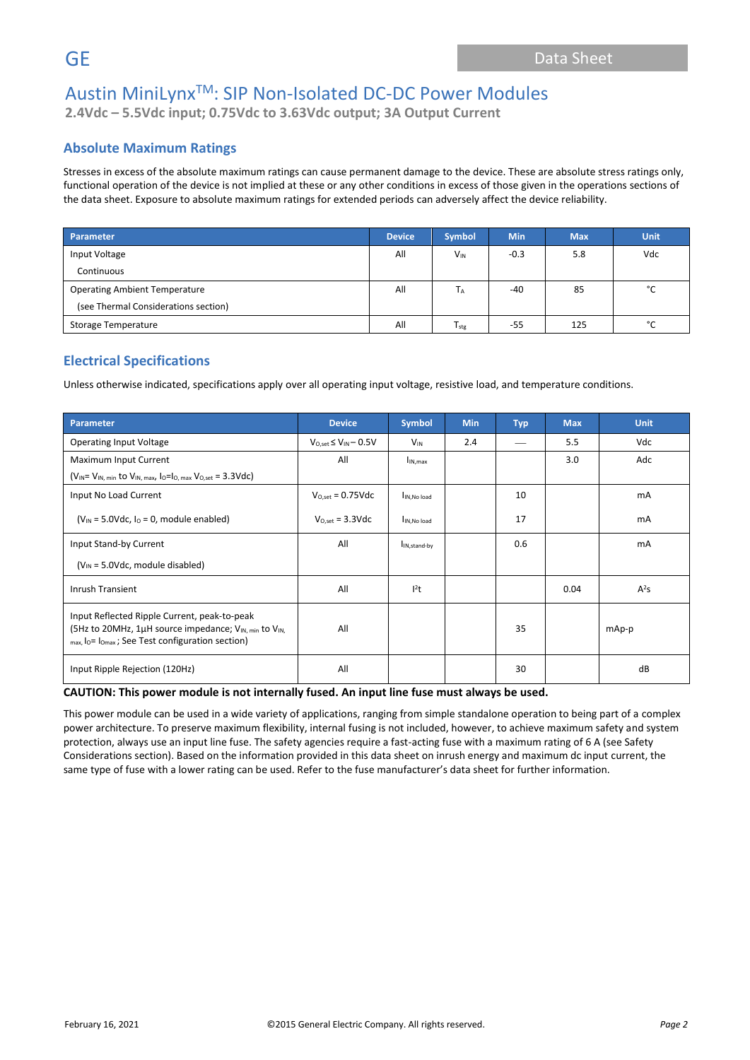# Austin MiniLynx™: SIP Non-Isolated DC-DC Power Modules

**2.4Vdc – 5.5Vdc input; 0.75Vdc to 3.63Vdc output; 3A Output Current**

## Absolute Maximum Ratings

Stresses in excess of the absolute maximum ratings can cause permanent damage to the device. These are absolute stress ratings only, functional operation of the device is not implied at these or any other conditions in excess of those given in the operations sections of the data sheet. Exposure to absolute maximum ratings for extended periods can adversely affect the device reliability.

| Parameter | Device | Symbol | Min | Max | Unit |
|---|---|---|---|---|---|
| Input Voltage<br>Continuous | All | $V_{IN}$ | -0.3 | 5.8 | Vdc |
| Operating Ambient Temperature<br>(see Thermal Considerations section) | All | $T_A$ | -40 | 85 | °C |
| Storage Temperature | All | $T_{stg}$ | -55 | 125 | °C |

## Electrical Specifications

Unless otherwise indicated, specifications apply over all operating input voltage, resistive load, and temperature conditions.

| Parameter | Device | Symbol | Min | Typ | Max | Unit |
|---|---|---|---|---|---|---|
| Operating Input Voltage | $V_{O,set} \leq V_{IN} - 0.5V$ | $V_{IN}$ | 2.4 | — | 5.5 | Vdc |
| Maximum Input Current<br>($V_{IN}$= $V_{IN, min}$ to $V_{IN, max}$, $I_O$=$I_{O, max}$ $V_{O,set}$ = 3.3Vdc) | All | $I_{IN,max}$ | | | 3.0 | Adc |
| Input No Load Current | $V_{O,set}$ = 0.75Vdc | $I_{IN,No\ load}$ | | 10 | | mA |
| ($V_{IN}$ = 5.0Vdc, $I_O$ = 0, module enabled) | $V_{O,set}$ = 3.3Vdc | $I_{IN,No\ load}$ | | 17 | | mA |
| Input Stand-by Current<br>($V_{IN}$ = 5.0Vdc, module disabled) | All | $I_{IN,stand-by}$ | | 0.6 | | mA |
| Inrush Transient | All | $I^2t$ | | | 0.04 | $A^2s$ |
| Input Reflected Ripple Current, peak-to-peak<br>(5Hz to 20MHz, 1μH source impedance; $V_{IN, min}$ to $V_{IN, max}$, $I_O$= $I_{Omax}$ ; See Test configuration section) | All | | | 35 | | mAp-p |
| Input Ripple Rejection (120Hz) | All | | | 30 | | dB |

**CAUTION: This power module is not internally fused. An input line fuse must always be used.**

This power module can be used in a wide variety of applications, ranging from simple standalone operation to being part of a complex power architecture. To preserve maximum flexibility, internal fusing is not included, however, to achieve maximum safety and system protection, always use an input line fuse. The safety agencies require a fast-acting fuse with a maximum rating of 6 A (see Safety Considerations section). Based on the information provided in this data sheet on inrush energy and maximum dc input current, the same type of fuse with a lower rating can be used. Refer to the fuse manufacturer's data sheet for further information.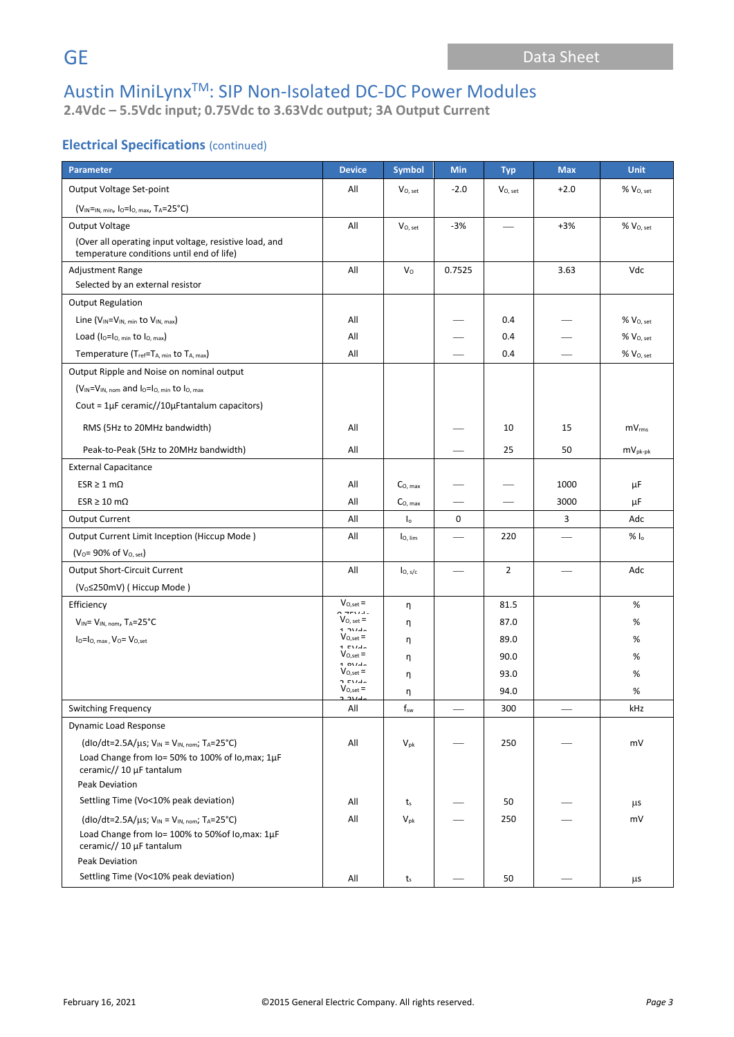# Austin MiniLynx™: SIP Non-Isolated DC-DC Power Modules

**2.4Vdc – 5.5Vdc input; 0.75Vdc to 3.63Vdc output; 3A Output Current**

## Electrical Specifications (continued)

| Parameter | Device | Symbol | Min | Typ | Max | Unit |
|---|---|---|---|---|---|---|
| Output Voltage Set-point<br>($V_{IN}=_{IN, min}$, $I_O=I_{O, max}$, $T_A$=25°C) | All | $V_{O, set}$ | -2.0 | $V_{O, set}$ | +2.0 | % $V_{O, set}$ |
| Output Voltage<br>(Over all operating input voltage, resistive load, and temperature conditions until end of life) | All | $V_{O, set}$ | -3% | — | +3% | % $V_{O, set}$ |
| Adjustment Range<br>Selected by an external resistor | All | $V_O$ | 0.7525 | | 3.63 | Vdc |
| Output Regulation | | | | | | |
| Line ($V_{IN}=V_{IN, min}$ to $V_{IN, max}$) | All | | — | 0.4 | — | % $V_{O, set}$ |
| Load ($I_O=I_{O, min}$ to $I_{O, max}$) | All | | — | 0.4 | — | % $V_{O, set}$ |
| Temperature ($T_{ref}=T_{A, min}$ to $T_{A, max}$) | All | | — | 0.4 | — | % $V_{O, set}$ |
| Output Ripple and Noise on nominal output<br>($V_{IN}=V_{IN, nom}$ and $I_O=I_{O, min}$ to $I_{O, max}$<br>Cout = 1μF ceramic//10μFtantalum capacitors) | | | | | | |
| RMS (5Hz to 20MHz bandwidth) | All | | — | 10 | 15 | $mV_{rms}$ |
| Peak-to-Peak (5Hz to 20MHz bandwidth) | All | | — | 25 | 50 | $mV_{pk-pk}$ |
| External Capacitance | | | | | | |
| ESR ≥ 1 mΩ | All | $C_{O, max}$ | — | — | 1000 | μF |
| ESR ≥ 10 mΩ | All | $C_{O, max}$ | — | — | 3000 | μF |
| Output Current | All | $I_o$ | 0 | | 3 | Adc |
| Output Current Limit Inception (Hiccup Mode )<br>($V_O$= 90% of $V_{O, set}$) | All | $I_{O, lim}$ | — | 220 | — | % $I_o$ |
| Output Short-Circuit Current<br>($V_O$≤250mV) ( Hiccup Mode ) | All | $I_{O, s/c}$ | — | 2 | — | Adc |
| Efficiency<br>$V_{IN}$= $V_{IN, nom}$, $T_A$=25°C<br>$I_O=I_{O, max}$, $V_O$= $V_{O,set}$ | $V_{O,set}$ = 0.75Vdc | η | | 81.5 | | % |
| | $V_{O,set}$ = 1.2Vdc | η | | 87.0 | | % |
| | $V_{O,set}$ = 1.5Vdc | η | | 89.0 | | % |
| | $V_{O,set}$ = 1.8Vdc | η | | 90.0 | | % |
| | $V_{O,set}$ = 2.5Vdc | η | | 93.0 | | % |
| | $V_{O,set}$ = 3.3Vdc | η | | 94.0 | | % |
| Switching Frequency | All | $f_{sw}$ | — | 300 | — | kHz |
| Dynamic Load Response | | | | | | |
| (dIo/dt=2.5A/μs; $V_{IN}$ = $V_{IN, nom}$; $T_A$=25°C)<br>Load Change from Io= 50% to 100% of Io,max; 1μF ceramic// 10 μF tantalum<br>Peak Deviation | All | $V_{pk}$ | — | 250 | — | mV |
| Settling Time (Vo<10% peak deviation) | All | $t_s$ | — | 50 | — | μs |
| (dIo/dt=2.5A/μs; $V_{IN}$ = $V_{IN, nom}$; $T_A$=25°C)<br>Load Change from Io= 100% to 50%of Io,max: 1μF ceramic// 10 μF tantalum<br>Peak Deviation | All | $V_{pk}$ | — | 250 | — | mV |
| Settling Time (Vo<10% peak deviation) | All | $t_s$ | — | 50 | — | μs |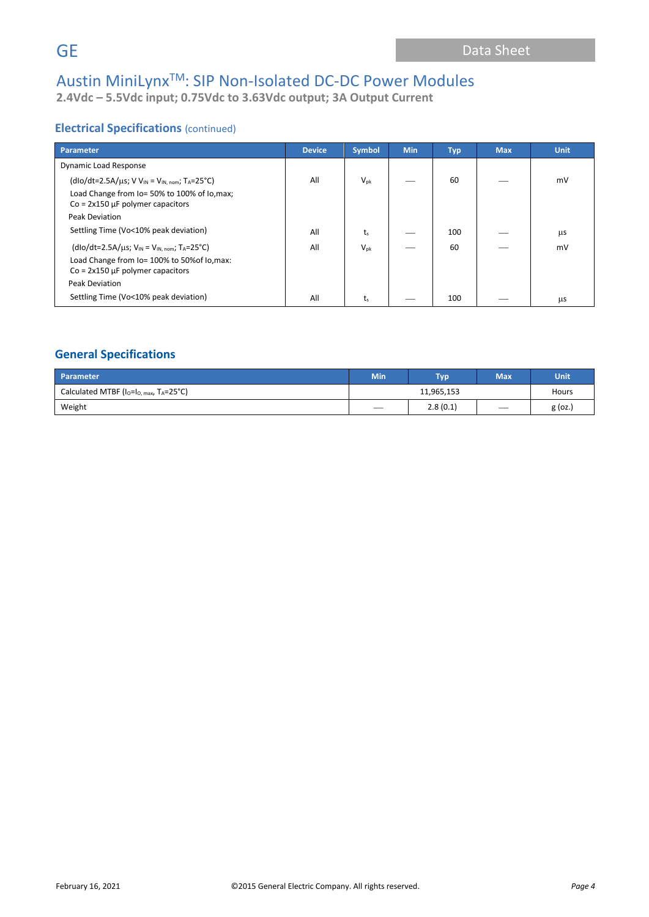## Electrical Specifications (continued)

| Parameter | Device | Symbol | Min | Typ | Max | Unit |
|---|---|---|---|---|---|---|
| Dynamic Load Response | | | | | | |
| (dIo/dt=2.5A/µs; V $V_{IN}$ = $V_{IN,\ nom}$; $T_A$=25°C) Load Change from Io= 50% to 100% of Io,max; Co = 2x150 µF polymer capacitors Peak Deviation | All | $V_{pk}$ | — | 60 | — | mV |
| Settling Time (Vo<10% peak deviation) | All | $t_s$ | — | 100 | — | µs |
| (dIo/dt=2.5A/µs; $V_{IN}$ = $V_{IN,\ nom}$; $T_A$=25°C) Load Change from Io= 100% to 50%of Io,max: Co = 2x150 µF polymer capacitors Peak Deviation | All | $V_{pk}$ | — | 60 | — | mV |
| Settling Time (Vo<10% peak deviation) | All | $t_s$ | — | 100 | — | µs |

## General Specifications

| Parameter | Min | Typ | Max | Unit |
|---|---|---|---|---|
| Calculated MTBF ($I_O$=$I_{O,\ max}$, $T_A$=25°C) | | 11,965,153 | | Hours |
| Weight | — | 2.8 (0.1) | — | g (oz.) |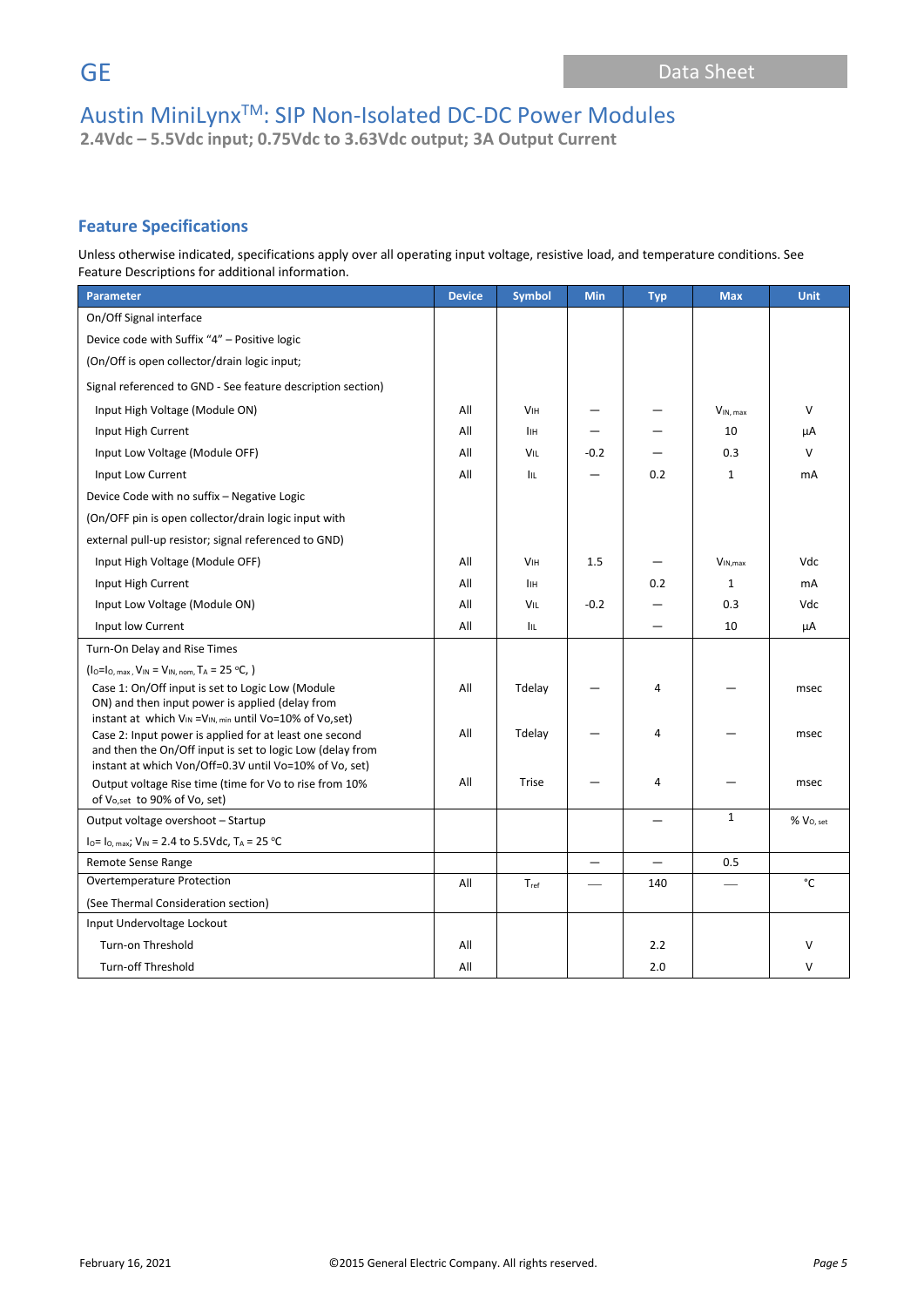# Austin MiniLynx™: SIP Non-Isolated DC-DC Power Modules

**2.4Vdc – 5.5Vdc input; 0.75Vdc to 3.63Vdc output; 3A Output Current**

## Feature Specifications

Unless otherwise indicated, specifications apply over all operating input voltage, resistive load, and temperature conditions. See Feature Descriptions for additional information.

| Parameter | Device | Symbol | Min | Typ | Max | Unit |
|---|---|---|---|---|---|---|
| On/Off Signal interface | | | | | | |
| Device code with Suffix "4" – Positive logic | | | | | | |
| (On/Off is open collector/drain logic input; | | | | | | |
| Signal referenced to GND - See feature description section) | | | | | | |
| Input High Voltage (Module ON) | All | $V_{IH}$ | — | — | $V_{IN,\,max}$ | V |
| Input High Current | All | $I_{IH}$ | — | — | 10 | µA |
| Input Low Voltage (Module OFF) | All | $V_{IL}$ | -0.2 | — | 0.3 | V |
| Input Low Current | All | $I_{IL}$ | — | 0.2 | 1 | mA |
| Device Code with no suffix – Negative Logic | | | | | | |
| (On/OFF pin is open collector/drain logic input with | | | | | | |
| external pull-up resistor; signal referenced to GND) | | | | | | |
| Input High Voltage (Module OFF) | All | $V_{IH}$ | 1.5 | — | $V_{IN,max}$ | Vdc |
| Input High Current | All | $I_{IH}$ | | 0.2 | 1 | mA |
| Input Low Voltage (Module ON) | All | $V_{IL}$ | -0.2 | — | 0.3 | Vdc |
| Input low Current | All | $I_{IL}$ | | — | 10 | µA |
| Turn-On Delay and Rise Times | | | | | | |
| ($I_O$=$I_{O,\,max}$ , $V_{IN}$ = $V_{IN,\,nom,}$ $T_A$ = 25 °C, ) | | | | | | |
| Case 1: On/Off input is set to Logic Low (Module ON) and then input power is applied (delay from instant at which $V_{IN}$ =$V_{IN,\,min}$ until Vo=10% of Vo,set) | All | Tdelay | — | 4 | — | msec |
| Case 2: Input power is applied for at least one second and then the On/Off input is set to logic Low (delay from instant at which Von/Off=0.3V until Vo=10% of Vo, set) | All | Tdelay | — | 4 | — | msec |
| Output voltage Rise time (time for Vo to rise from 10% of $V_{o,set}$ to 90% of Vo, set) | All | Trise | — | 4 | — | msec |
| Output voltage overshoot – Startup | | | | — | 1 | % $V_{O,\,set}$ |
| $I_O$= $I_{O,\,max}$; $V_{IN}$ = 2.4 to 5.5Vdc, $T_A$ = 25 °C | | | | | | |
| Remote Sense Range | | | — | — | 0.5 | |
| Overtemperature Protection | All | $T_{ref}$ | — | 140 | — | °C |
| (See Thermal Consideration section) | | | | | | |
| Input Undervoltage Lockout | | | | | | |
| Turn-on Threshold | All | | | 2.2 | | V |
| Turn-off Threshold | All | | | 2.0 | | V |

February 16, 2021 ©2015 General Electric Company. All rights reserved.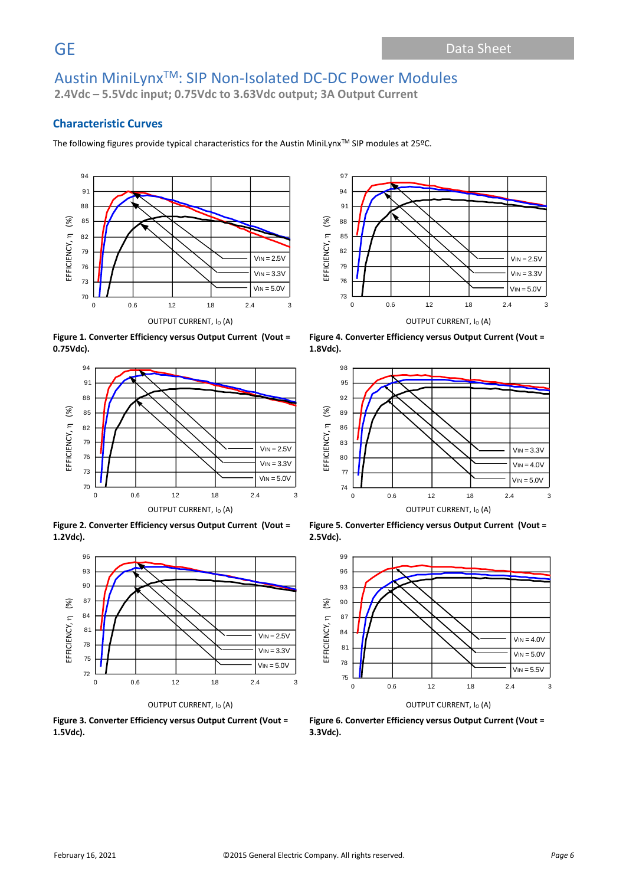## Characteristic Curves

The following figures provide typical characteristics for the Austin MiniLynx[TM] SIP modules at 25ºC.

**Figure 1. Converter Efficiency versus Output Current (Vout = 0.75Vdc).**

**Figure 4. Converter Efficiency versus Output Current (Vout = 1.8Vdc).**

**Figure 2. Converter Efficiency versus Output Current (Vout = 1.2Vdc).**

**Figure 5. Converter Efficiency versus Output Current (Vout = 2.5Vdc).**

**Figure 3. Converter Efficiency versus Output Current (Vout = 1.5Vdc).**

**Figure 6. Converter Efficiency versus Output Current (Vout = 3.3Vdc).**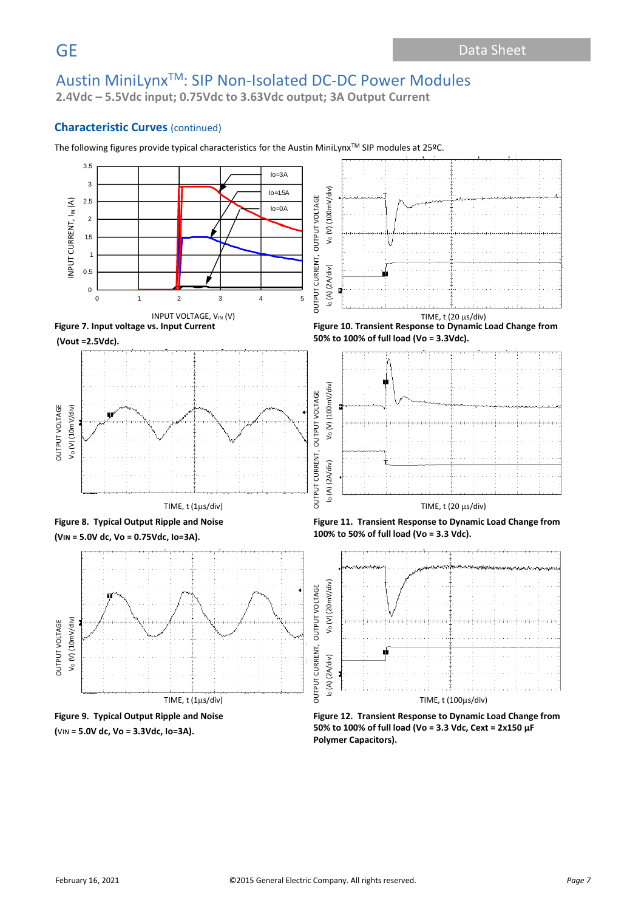# Austin MiniLynx™: SIP Non-Isolated DC-DC Power Modules

**2.4Vdc – 5.5Vdc input; 0.75Vdc to 3.63Vdc output; 3A Output Current**

## Characteristic Curves (continued)

The following figures provide typical characteristics for the Austin MiniLynx™ SIP modules at 25ºC.

**Figure 7. Input voltage vs. Input Current (Vout =2.5Vdc).**

**Figure 10. Transient Response to Dynamic Load Change from 50% to 100% of full load (Vo = 3.3Vdc).**

**Figure 8. Typical Output Ripple and Noise ($V_{IN}$ = 5.0V dc, Vo = 0.75Vdc, Io=3A).**

**Figure 11. Transient Response to Dynamic Load Change from 100% to 50% of full load (Vo = 3.3 Vdc).**

**Figure 9. Typical Output Ripple and Noise ($V_{IN}$ = 5.0V dc, Vo = 3.3Vdc, Io=3A).**

**Figure 12. Transient Response to Dynamic Load Change from 50% to 100% of full load (Vo = 3.3 Vdc, Cext = 2x150 µF Polymer Capacitors).**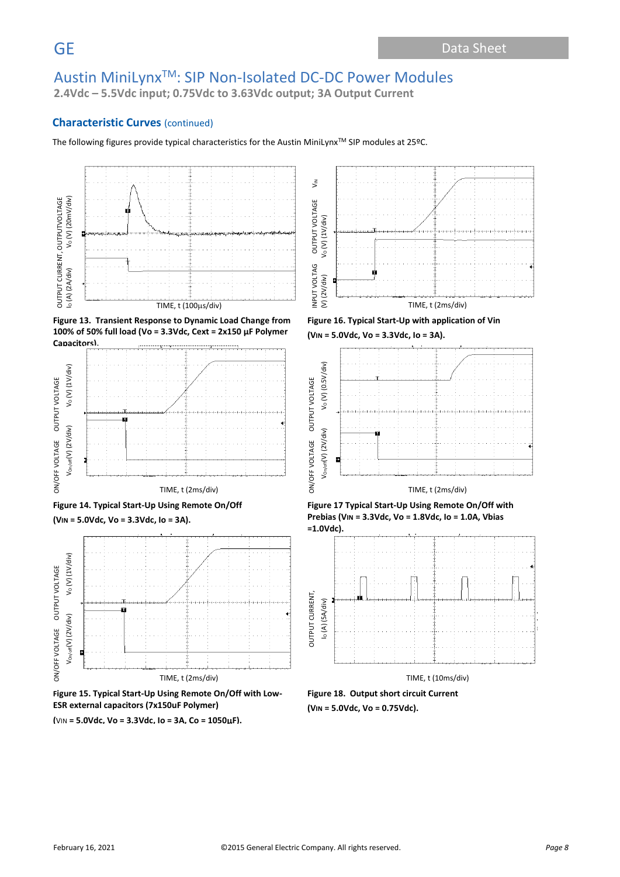# Austin MiniLynx[TM]: SIP Non-Isolated DC-DC Power Modules

**2.4Vdc – 5.5Vdc input; 0.75Vdc to 3.63Vdc output; 3A Output Current**

## Characteristic Curves (continued)

The following figures provide typical characteristics for the Austin MiniLynx[TM] SIP modules at 25ºC.

OUTPUT CURRENT, OUTPUT VOLTAGE  $I_O$ (A) (2A/div)  $V_O$ (V) (20mV/div)

TIME, t (100µs/div)

**Figure 13. Transient Response to Dynamic Load Change from 100% of 50% full load (Vo = 3.3Vdc, Cext = 2x150 µF Polymer Capacitors).**

INPUT VOLTAGE  OUTPUT VOLTAGE  $V_{IN}$ (V) (2V/div)  $V_O$ (V) (1V/div)

TIME, t (2ms/div)

**Figure 16. Typical Start-Up with application of Vin (VIN = 5.0Vdc, Vo = 3.3Vdc, Io = 3A).**

ON/OFF VOLTAGE  OUTPUT VOLTAGE  $V_{On/off}$(V) (2V/div)  $V_O$ (V) (1V/div)

TIME, t (2ms/div)

**Figure 14. Typical Start-Up Using Remote On/Off (VIN = 5.0Vdc, Vo = 3.3Vdc, Io = 3A).**

ON/OFF VOLTAGE  OUTPUT VOLTAGE  $V_{On/off}$(V) (2V/div)  $V_O$ (V) (0.5V/div)

TIME, t (2ms/div)

**Figure 17 Typical Start-Up Using Remote On/Off with Prebias (VIN = 3.3Vdc, Vo = 1.8Vdc, Io = 1.0A, Vbias =1.0Vdc).**

ON/OFF VOLTAGE  OUTPUT VOLTAGE  $V_{On/off}$(V) (2V/div)  $V_O$ (V) (1V/div)

TIME, t (2ms/div)

**Figure 15. Typical Start-Up Using Remote On/Off with Low-ESR external capacitors (7x150uF Polymer) (VIN = 5.0Vdc, Vo = 3.3Vdc, Io = 3A, Co = 1050µF).**

OUTPUT CURRENT,  $I_O$ (A) (5A/div)

TIME, t (10ms/div)

**Figure 18. Output short circuit Current (VIN = 5.0Vdc, Vo = 0.75Vdc).**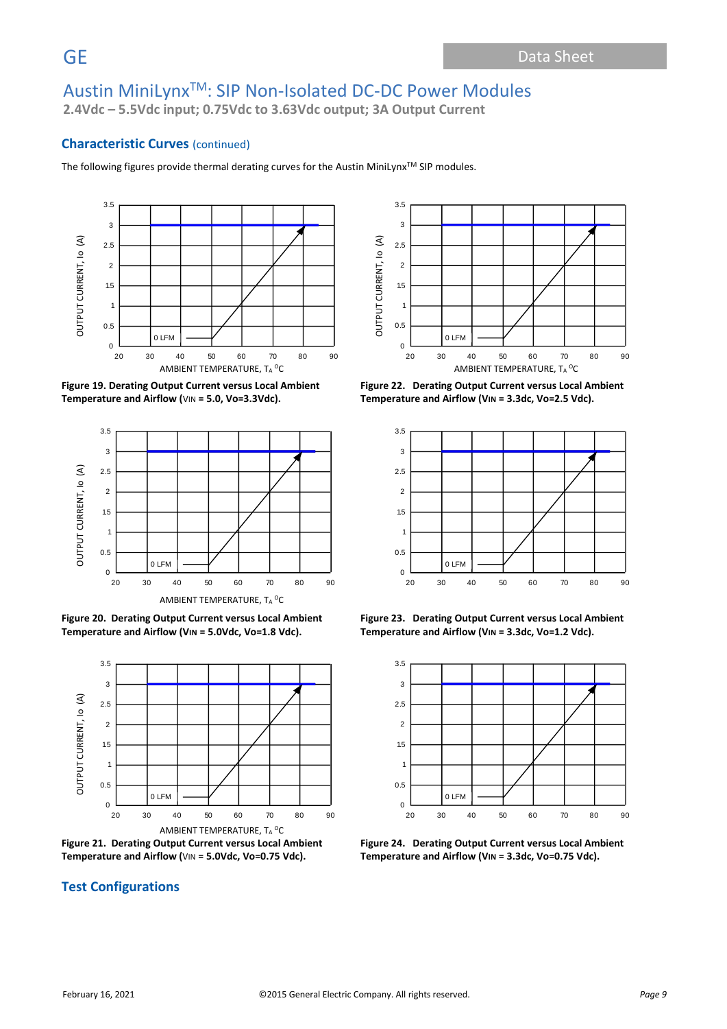## Characteristic Curves (continued)

The following figures provide thermal derating curves for the Austin MiniLynx[TM] SIP modules.

**Figure 19. Derating Output Current versus Local Ambient Temperature and Airflow ($V_{IN}$ = 5.0, Vo=3.3Vdc).**

**Figure 22. Derating Output Current versus Local Ambient Temperature and Airflow ($V_{IN}$ = 3.3dc, Vo=2.5 Vdc).**

**Figure 20. Derating Output Current versus Local Ambient Temperature and Airflow ($V_{IN}$ = 5.0Vdc, Vo=1.8 Vdc).**

**Figure 23. Derating Output Current versus Local Ambient Temperature and Airflow ($V_{IN}$ = 3.3dc, Vo=1.2 Vdc).**

**Figure 21. Derating Output Current versus Local Ambient Temperature and Airflow ($V_{IN}$ = 5.0Vdc, Vo=0.75 Vdc).**

**Figure 24. Derating Output Current versus Local Ambient Temperature and Airflow ($V_{IN}$ = 3.3dc, Vo=0.75 Vdc).**

## Test Configurations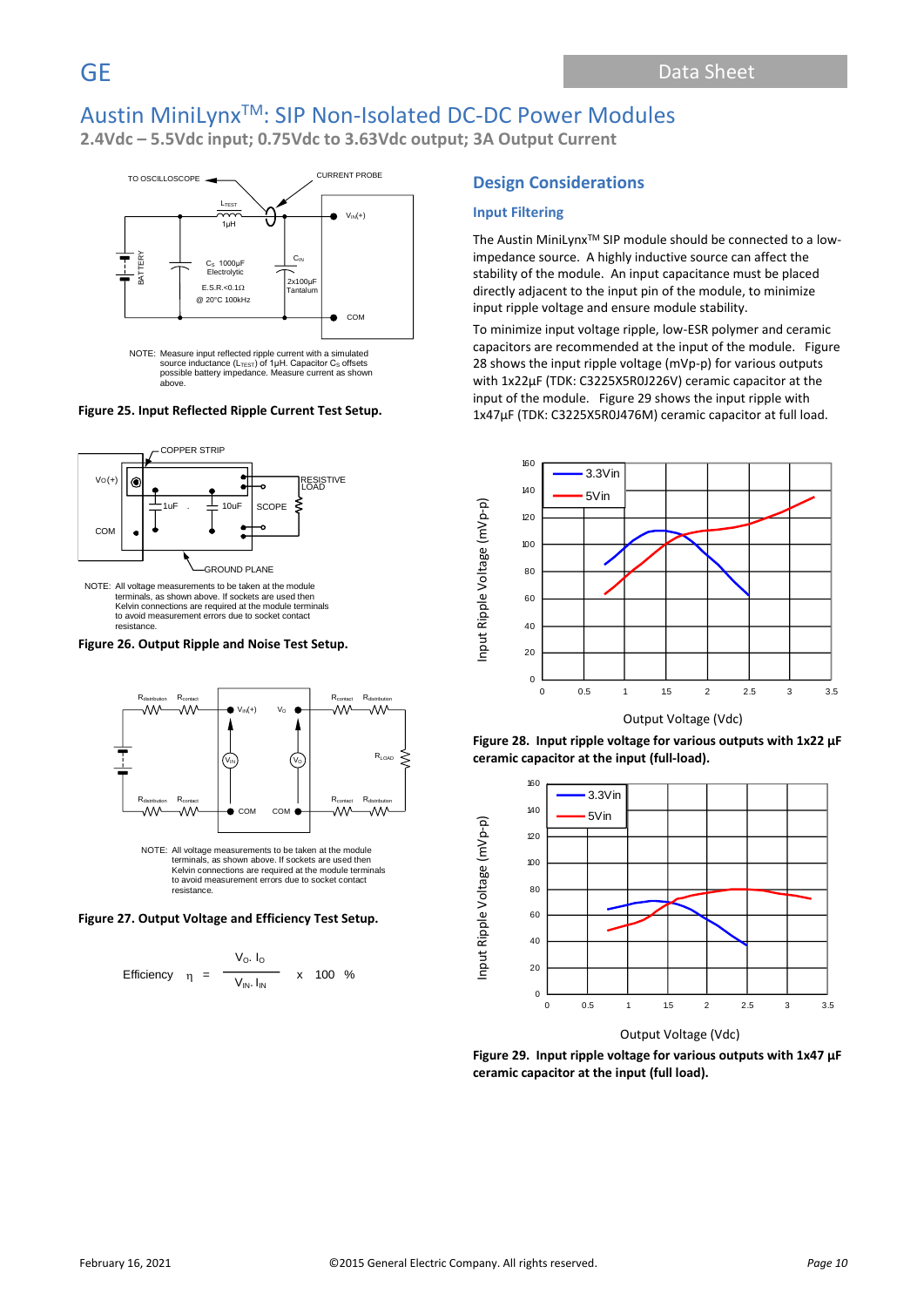# Austin MiniLynx[TM]: SIP Non-Isolated DC-DC Power Modules

**2.4Vdc – 5.5Vdc input; 0.75Vdc to 3.63Vdc output; 3A Output Current**

NOTE: Measure input reflected ripple current with a simulated source inductance ($L_{TEST}$) of 1μH. Capacitor $C_S$ offsets possible battery impedance. Measure current as shown above.

**Figure 25. Input Reflected Ripple Current Test Setup.**

NOTE: All voltage measurements to be taken at the module terminals, as shown above. If sockets are used then Kelvin connections are required at the module terminals to avoid measurement errors due to socket contact resistance.

**Figure 26. Output Ripple and Noise Test Setup.**

NOTE: All voltage measurements to be taken at the module terminals, as shown above. If sockets are used then Kelvin connections are required at the module terminals to avoid measurement errors due to socket contact resistance.

**Figure 27. Output Voltage and Efficiency Test Setup.**

$$\text{Efficiency} \quad \eta = \frac{V_O \cdot I_O}{V_{IN} \cdot I_{IN}} \times 100 \ \%$$

## Design Considerations

### Input Filtering

The Austin MiniLynx[TM] SIP module should be connected to a low-impedance source. A highly inductive source can affect the stability of the module. An input capacitance must be placed directly adjacent to the input pin of the module, to minimize input ripple voltage and ensure module stability.

To minimize input voltage ripple, low-ESR polymer and ceramic capacitors are recommended at the input of the module. Figure 28 shows the input ripple voltage (mVp-p) for various outputs with 1x22µF (TDK: C3225X5R0J226V) ceramic capacitor at the input of the module. Figure 29 shows the input ripple with 1x47µF (TDK: C3225X5R0J476M) ceramic capacitor at full load.

**Figure 28. Input ripple voltage for various outputs with 1x22 µF ceramic capacitor at the input (full-load).**

**Figure 29. Input ripple voltage for various outputs with 1x47 µF ceramic capacitor at the input (full load).**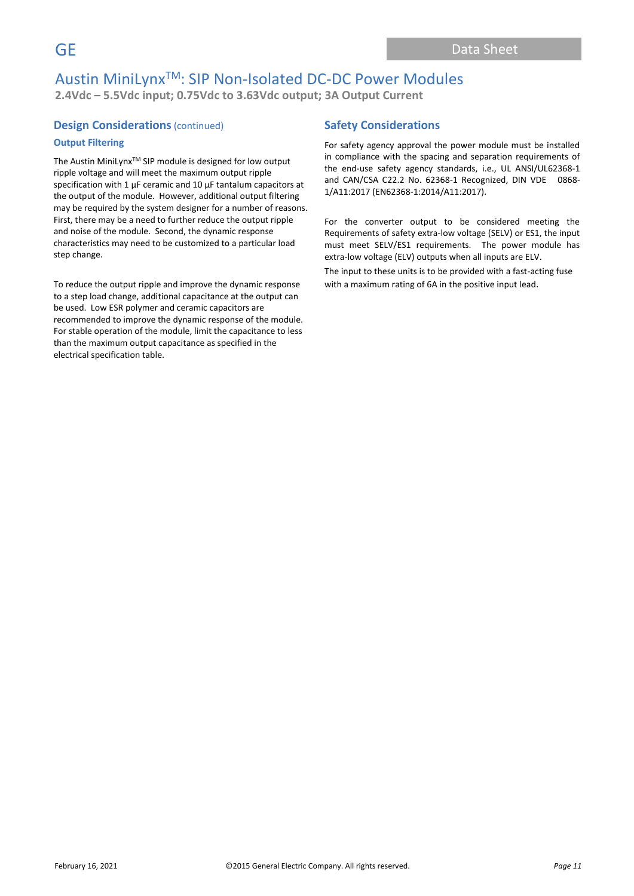## Design Considerations (continued)

### Output Filtering

The Austin MiniLynx[TM] SIP module is designed for low output ripple voltage and will meet the maximum output ripple specification with 1 µF ceramic and 10 µF tantalum capacitors at the output of the module. However, additional output filtering may be required by the system designer for a number of reasons. First, there may be a need to further reduce the output ripple and noise of the module. Second, the dynamic response characteristics may need to be customized to a particular load step change.

To reduce the output ripple and improve the dynamic response to a step load change, additional capacitance at the output can be used. Low ESR polymer and ceramic capacitors are recommended to improve the dynamic response of the module. For stable operation of the module, limit the capacitance to less than the maximum output capacitance as specified in the electrical specification table.

## Safety Considerations

For safety agency approval the power module must be installed in compliance with the spacing and separation requirements of the end-use safety agency standards, i.e., UL ANSI/UL62368-1 and CAN/CSA C22.2 No. 62368-1 Recognized, DIN VDE 0868-1/A11:2017 (EN62368-1:2014/A11:2017).

For the converter output to be considered meeting the Requirements of safety extra-low voltage (SELV) or ES1, the input must meet SELV/ES1 requirements. The power module has extra-low voltage (ELV) outputs when all inputs are ELV.

The input to these units is to be provided with a fast-acting fuse with a maximum rating of 6A in the positive input lead.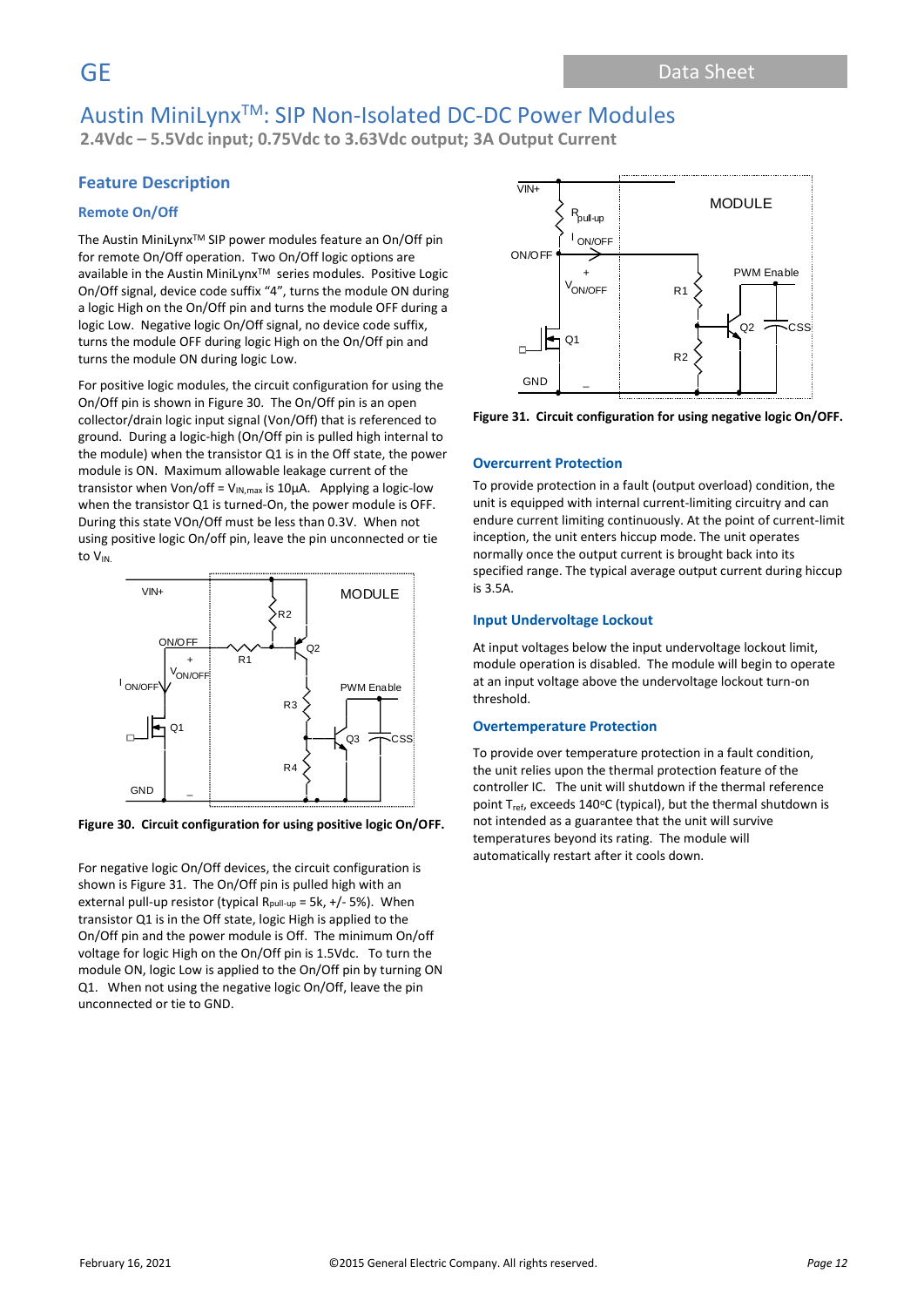# Austin MiniLynx™: SIP Non-Isolated DC-DC Power Modules

**2.4Vdc – 5.5Vdc input; 0.75Vdc to 3.63Vdc output; 3A Output Current**

## Feature Description

### Remote On/Off

The Austin MiniLynx™ SIP power modules feature an On/Off pin for remote On/Off operation. Two On/Off logic options are available in the Austin MiniLynx™ series modules. Positive Logic On/Off signal, device code suffix "4", turns the module ON during a logic High on the On/Off pin and turns the module OFF during a logic Low. Negative logic On/Off signal, no device code suffix, turns the module OFF during logic High on the On/Off pin and turns the module ON during logic Low.

For positive logic modules, the circuit configuration for using the On/Off pin is shown in Figure 30. The On/Off pin is an open collector/drain logic input signal (Von/Off) that is referenced to ground. During a logic-high (On/Off pin is pulled high internal to the module) when the transistor Q1 is in the Off state, the power module is ON. Maximum allowable leakage current of the transistor when Von/off = $V_{IN,max}$ is 10µA. Applying a logic-low when the transistor Q1 is turned-On, the power module is OFF. During this state VOn/Off must be less than 0.3V. When not using positive logic On/off pin, leave the pin unconnected or tie to $V_{IN}$.

Figure 30. Circuit configuration for using positive logic On/OFF.

For negative logic On/Off devices, the circuit configuration is shown is Figure 31. The On/Off pin is pulled high with an external pull-up resistor (typical $R_{pull-up}$ = 5k, +/- 5%). When transistor Q1 is in the Off state, logic High is applied to the On/Off pin and the power module is Off. The minimum On/off voltage for logic High on the On/Off pin is 1.5Vdc. To turn the module ON, logic Low is applied to the On/Off pin by turning ON Q1. When not using the negative logic On/Off, leave the pin unconnected or tie to GND.

Figure 31. Circuit configuration for using negative logic On/OFF.

### Overcurrent Protection

To provide protection in a fault (output overload) condition, the unit is equipped with internal current-limiting circuitry and can endure current limiting continuously. At the point of current-limit inception, the unit enters hiccup mode. The unit operates normally once the output current is brought back into its specified range. The typical average output current during hiccup is 3.5A.

### Input Undervoltage Lockout

At input voltages below the input undervoltage lockout limit, module operation is disabled. The module will begin to operate at an input voltage above the undervoltage lockout turn-on threshold.

### Overtemperature Protection

To provide over temperature protection in a fault condition, the unit relies upon the thermal protection feature of the controller IC. The unit will shutdown if the thermal reference point $T_{ref}$, exceeds 140°C (typical), but the thermal shutdown is not intended as a guarantee that the unit will survive temperatures beyond its rating. The module will automatically restart after it cools down.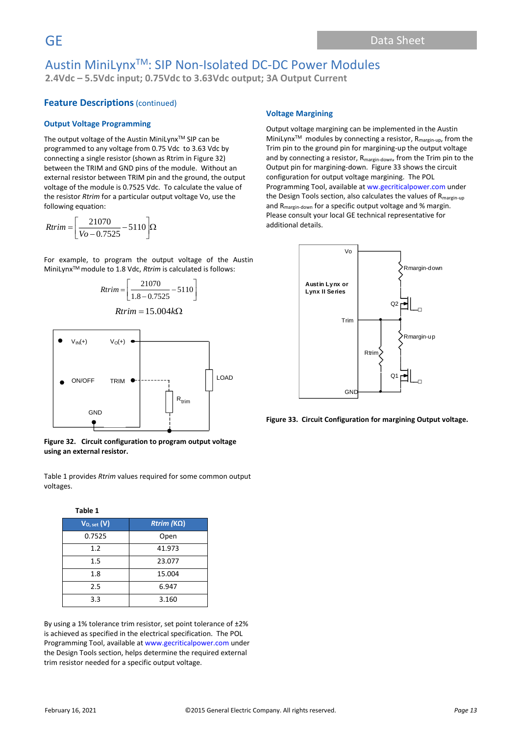# Austin MiniLynx™: SIP Non-Isolated DC-DC Power Modules

**2.4Vdc – 5.5Vdc input; 0.75Vdc to 3.63Vdc output; 3A Output Current**

## Feature Descriptions (continued)

### Output Voltage Programming

The output voltage of the Austin MiniLynx™ SIP can be programmed to any voltage from 0.75 Vdc to 3.63 Vdc by connecting a single resistor (shown as Rtrim in Figure 32) between the TRIM and GND pins of the module. Without an external resistor between TRIM pin and the ground, the output voltage of the module is 0.7525 Vdc. To calculate the value of the resistor *Rtrim* for a particular output voltage Vo, use the following equation:

$$Rtrim = \left[ \frac{21070}{Vo - 0.7525} - 5110 \right] \Omega$$

For example, to program the output voltage of the Austin MiniLynx™ module to 1.8 Vdc, *Rtrim* is calculated is follows:

$$Rtrim = \left[ \frac{21070}{1.8 - 0.7525} - 5110 \right]$$

$$Rtrim = 15.004 k\Omega$$

**Figure 32. Circuit configuration to program output voltage using an external resistor.**

Table 1 provides *Rtrim* values required for some common output voltages.

**Table 1**

| $V_{O, set}$ (V) | *Rtrim* (KΩ) |
|---|---|
| 0.7525 | Open |
| 1.2 | 41.973 |
| 1.5 | 23.077 |
| 1.8 | 15.004 |
| 2.5 | 6.947 |
| 3.3 | 3.160 |

By using a 1% tolerance trim resistor, set point tolerance of ±2% is achieved as specified in the electrical specification. The POL Programming Tool, available at www.gecriticalpower.com under the Design Tools section, helps determine the required external trim resistor needed for a specific output voltage.

### Voltage Margining

Output voltage margining can be implemented in the Austin MiniLynx™ modules by connecting a resistor, $R_{margin-up}$, from the Trim pin to the ground pin for margining-up the output voltage and by connecting a resistor, $R_{margin-down}$, from the Trim pin to the Output pin for margining-down. Figure 33 shows the circuit configuration for output voltage margining. The POL Programming Tool, available at ww.gecriticalpower.com under the Design Tools section, also calculates the values of $R_{margin-up}$ and $R_{margin-down}$ for a specific output voltage and % margin. Please consult your local GE technical representative for additional details.

**Figure 33. Circuit Configuration for margining Output voltage.**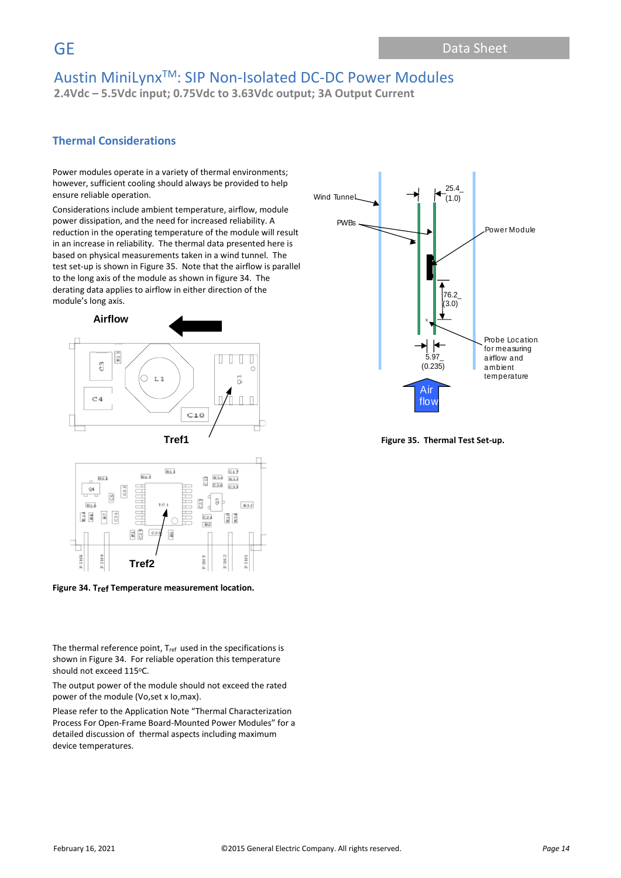## Thermal Considerations

Power modules operate in a variety of thermal environments; however, sufficient cooling should always be provided to help ensure reliable operation.

Considerations include ambient temperature, airflow, module power dissipation, and the need for increased reliability. A reduction in the operating temperature of the module will result in an increase in reliability. The thermal data presented here is based on physical measurements taken in a wind tunnel. The test set-up is shown in Figure 35. Note that the airflow is parallel to the long axis of the module as shown in figure 34. The derating data applies to airflow in either direction of the module's long axis.

**Figure 34. $T_{ref}$ Temperature measurement location.**

**Figure 35. Thermal Test Set-up.**

The thermal reference point, $T_{ref}$ used in the specifications is shown in Figure 34. For reliable operation this temperature should not exceed 115°C.

The output power of the module should not exceed the rated power of the module (Vo,set x Io,max).

Please refer to the Application Note "Thermal Characterization Process For Open-Frame Board-Mounted Power Modules" for a detailed discussion of thermal aspects including maximum device temperatures.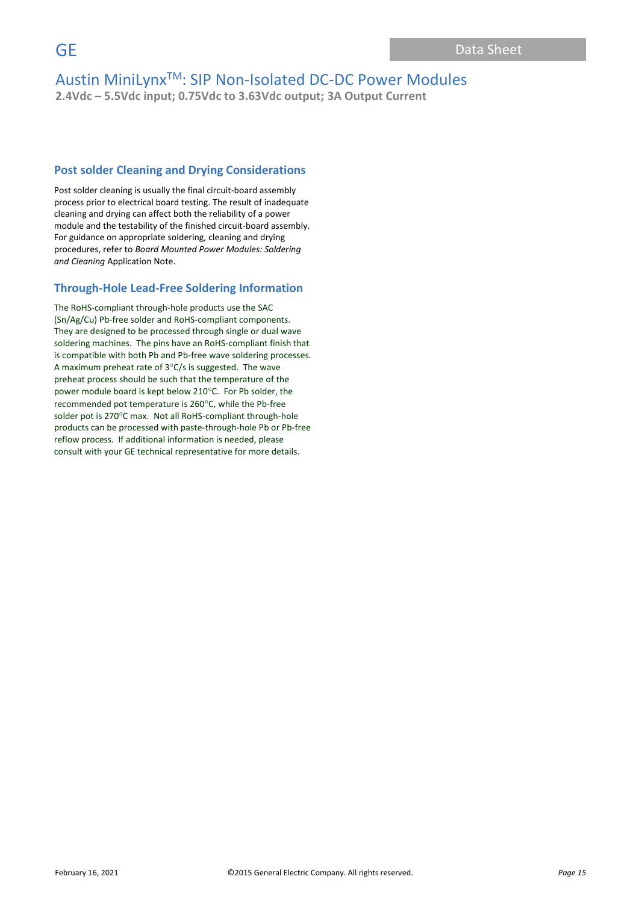## Post solder Cleaning and Drying Considerations

Post solder cleaning is usually the final circuit-board assembly process prior to electrical board testing. The result of inadequate cleaning and drying can affect both the reliability of a power module and the testability of the finished circuit-board assembly. For guidance on appropriate soldering, cleaning and drying procedures, refer to *Board Mounted Power Modules: Soldering and Cleaning* Application Note.

## Through-Hole Lead-Free Soldering Information

The RoHS-compliant through-hole products use the SAC (Sn/Ag/Cu) Pb-free solder and RoHS-compliant components. They are designed to be processed through single or dual wave soldering machines. The pins have an RoHS-compliant finish that is compatible with both Pb and Pb-free wave soldering processes. A maximum preheat rate of 3°C/s is suggested. The wave preheat process should be such that the temperature of the power module board is kept below 210°C. For Pb solder, the recommended pot temperature is 260°C, while the Pb-free solder pot is 270°C max. Not all RoHS-compliant through-hole products can be processed with paste-through-hole Pb or Pb-free reflow process. If additional information is needed, please consult with your GE technical representative for more details.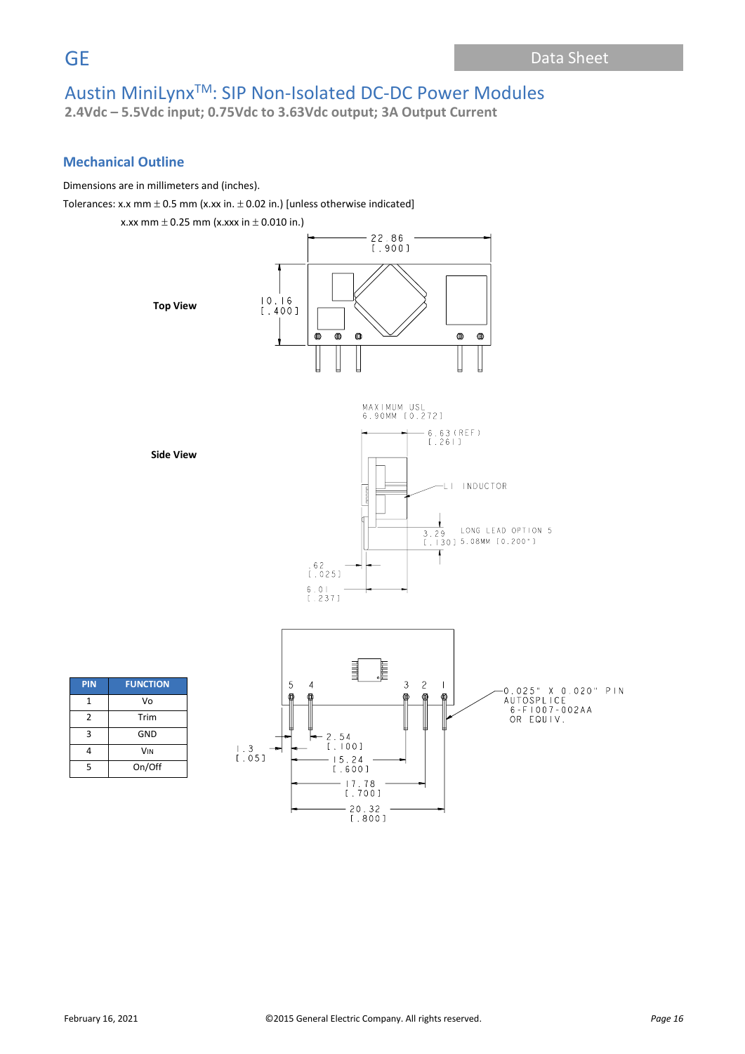# Austin MiniLynx™: SIP Non-Isolated DC-DC Power Modules

**2.4Vdc – 5.5Vdc input; 0.75Vdc to 3.63Vdc output; 3A Output Current**

## Mechanical Outline

Dimensions are in millimeters and (inches).

Tolerances: x.x mm ± 0.5 mm (x.xx in. ± 0.02 in.) [unless otherwise indicated]

x.xx mm ± 0.25 mm (x.xxx in ± 0.010 in.)

**Top View**

22.86 [.900]

10.16 [.400]

**Side View**

MAXIMUM USL 6.90MM [0.272]

6.63 (REF) [.261]

L1 INDUCTOR

3.29 [.130]

LONG LEAD OPTION 5 5.08MM [0.200"]

.62 [.025]

6.01 [.237]

5 4 3 2 1

0.025" X 0.020" PIN AUTOSPLICE 6-F1007-002AA OR EQUIV.

1.3 [.051]

2.54 [.100]

15.24 [.600]

17.78 [.700]

20.32 [.800]

| PIN | FUNCTION |
|---|---|
| 1 | Vo |
| 2 | Trim |
| 3 | GND |
| 4 | VIN |
| 5 | On/Off |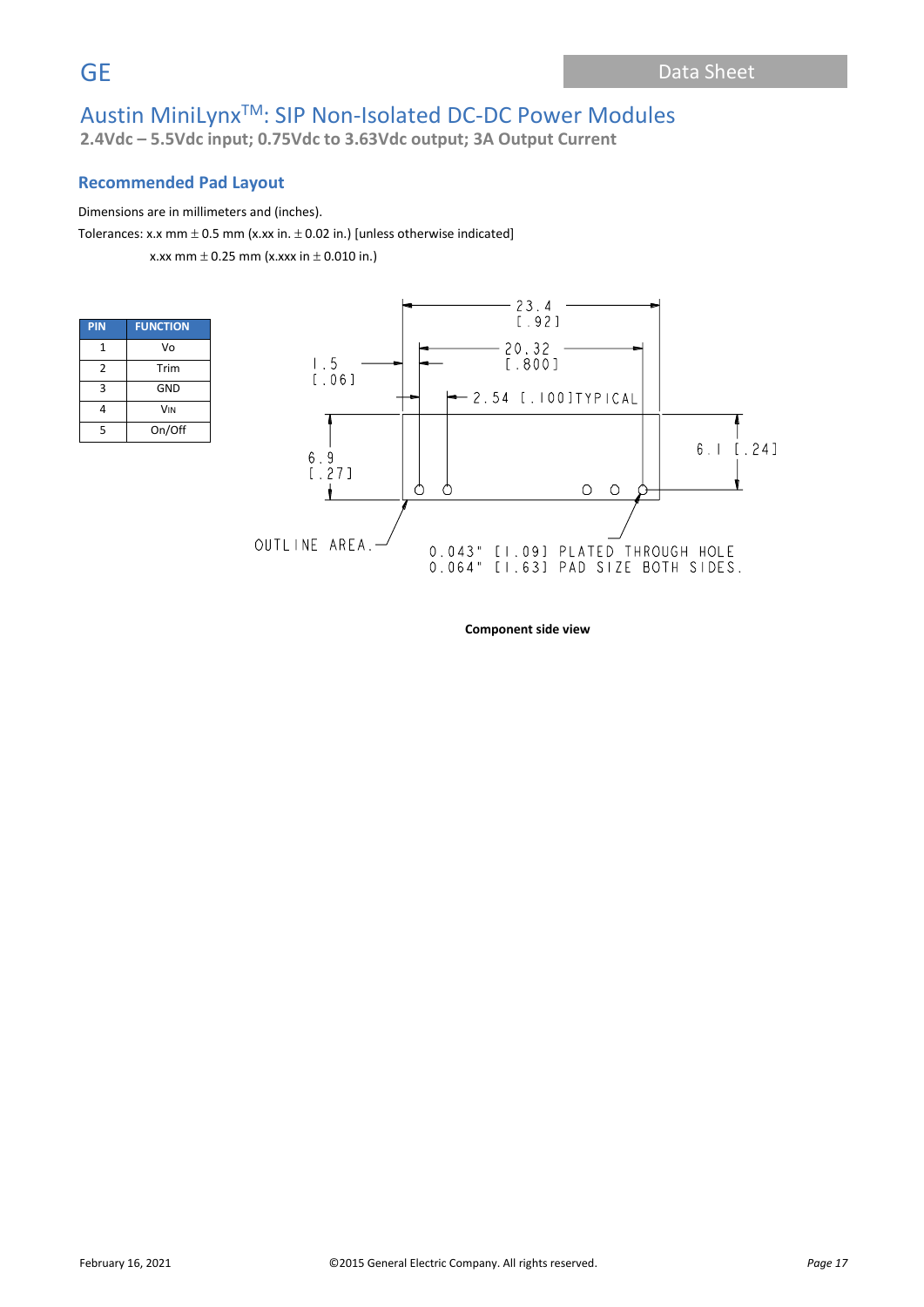## Recommended Pad Layout

Dimensions are in millimeters and (inches).

Tolerances: x.x mm ± 0.5 mm (x.xx in. ± 0.02 in.) [unless otherwise indicated]

x.xx mm ± 0.25 mm (x.xxx in ± 0.010 in.)

| PIN | FUNCTION |
|---|---|
| 1 | Vo |
| 2 | Trim |
| 3 | GND |
| 4 | VIN |
| 5 | On/Off |

23.4 [.92]

20.32 [.800]

1.5 [.06]

2.54 [.100]TYPICAL

6.1 [.24]

6.9 [.27]

OUTLINE AREA.

0.043" [1.09] PLATED THROUGH HOLE
0.064" [1.63] PAD SIZE BOTH SIDES.

**Component side view**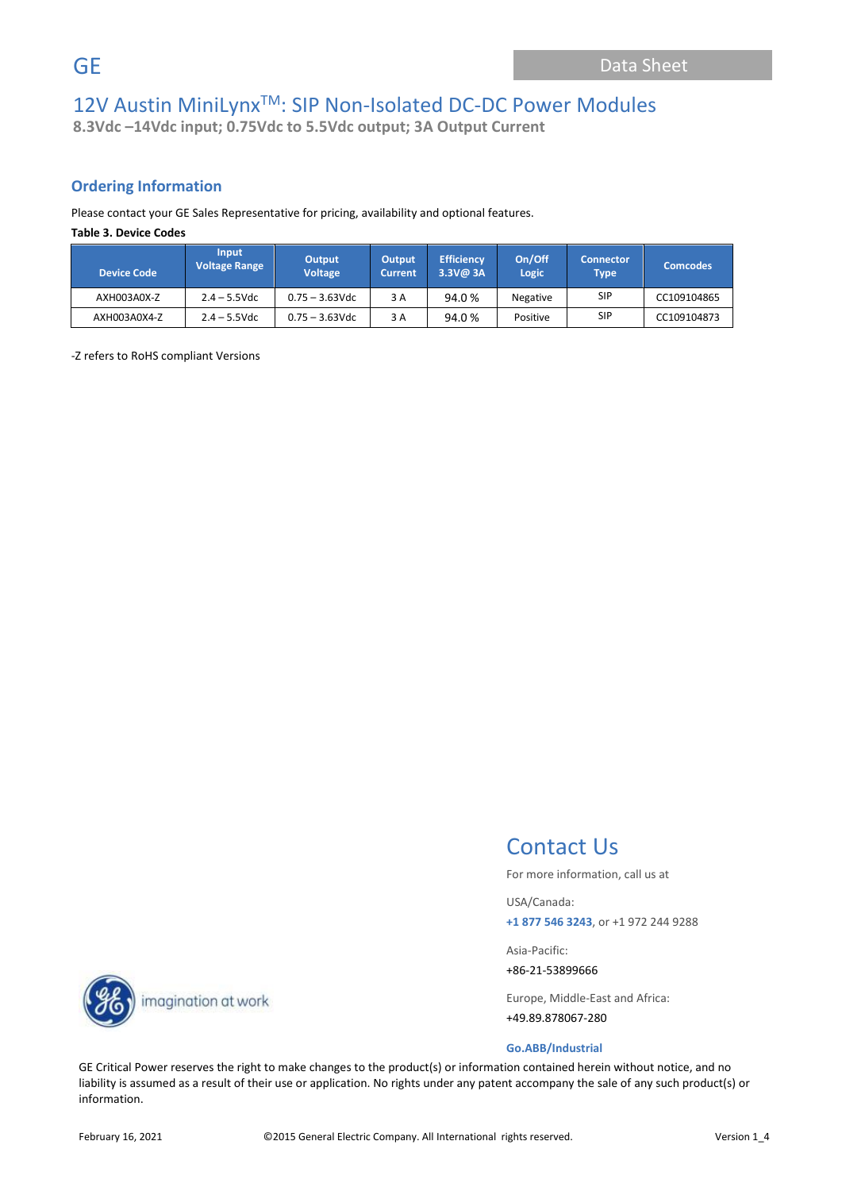## Ordering Information

Please contact your GE Sales Representative for pricing, availability and optional features.

**Table 3. Device Codes**

| Device Code | Input Voltage Range | Output Voltage | Output Current | Efficiency 3.3V@ 3A | On/Off Logic | Connector Type | Comcodes |
|---|---|---|---|---|---|---|---|
| AXH003A0X-Z | 2.4 – 5.5Vdc | 0.75 – 3.63Vdc | 3 A | 94.0 % | Negative | SIP | CC109104865 |
| AXH003A0X4-Z | 2.4 – 5.5Vdc | 0.75 – 3.63Vdc | 3 A | 94.0 % | Positive | SIP | CC109104873 |

-Z refers to RoHS compliant Versions

## Contact Us

For more information, call us at

USA/Canada:
**+1 877 546 3243**, or +1 972 244 9288

Asia-Pacific:
+86-21-53899666

Europe, Middle-East and Africa:
+49.89.878067-280

**Go.ABB/Industrial**

imagination at work

GE Critical Power reserves the right to make changes to the product(s) or information contained herein without notice, and no liability is assumed as a result of their use or application. No rights under any patent accompany the sale of any such product(s) or information.

February 16, 2021 ©2015 General Electric Company. All International rights reserved. Version 1_4